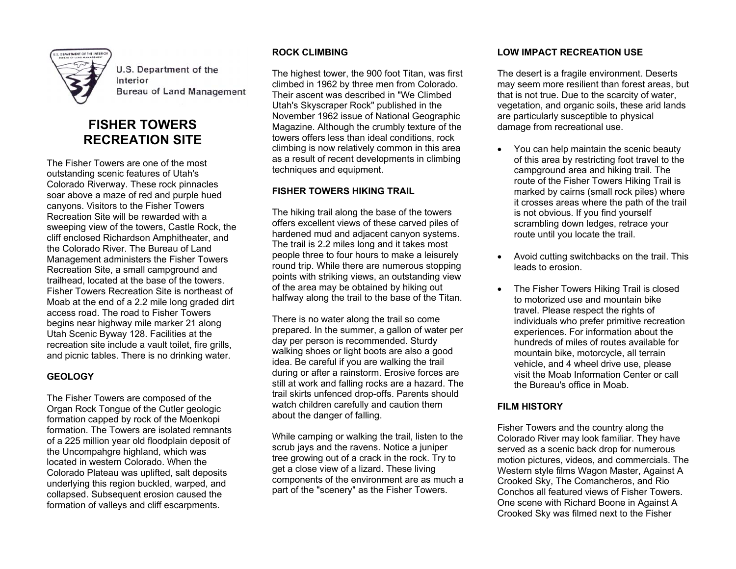U.S. Department of the Interior
Bureau of Land Management

# FISHER TOWERS RECREATION SITE

The Fisher Towers are one of the most outstanding scenic features of Utah's Colorado Riverway. These rock pinnacles soar above a maze of red and purple hued canyons. Visitors to the Fisher Towers Recreation Site will be rewarded with a sweeping view of the towers, Castle Rock, the cliff enclosed Richardson Amphitheater, and the Colorado River. The Bureau of Land Management administers the Fisher Towers Recreation Site, a small campground and trailhead, located at the base of the towers. Fisher Towers Recreation Site is northeast of Moab at the end of a 2.2 mile long graded dirt access road. The road to Fisher Towers begins near highway mile marker 21 along Utah Scenic Byway 128. Facilities at the recreation site include a vault toilet, fire grills, and picnic tables. There is no drinking water.

## GEOLOGY

The Fisher Towers are composed of the Organ Rock Tongue of the Cutler geologic formation capped by rock of the Moenkopi formation. The Towers are isolated remnants of a 225 million year old floodplain deposit of the Uncompahgre highland, which was located in western Colorado. When the Colorado Plateau was uplifted, salt deposits underlying this region buckled, warped, and collapsed. Subsequent erosion caused the formation of valleys and cliff escarpments.

## ROCK CLIMBING

The highest tower, the 900 foot Titan, was first climbed in 1962 by three men from Colorado. Their ascent was described in "We Climbed Utah's Skyscraper Rock" published in the November 1962 issue of National Geographic Magazine. Although the crumbly texture of the towers offers less than ideal conditions, rock climbing is now relatively common in this area as a result of recent developments in climbing techniques and equipment.

## FISHER TOWERS HIKING TRAIL

The hiking trail along the base of the towers offers excellent views of these carved piles of hardened mud and adjacent canyon systems. The trail is 2.2 miles long and it takes most people three to four hours to make a leisurely round trip. While there are numerous stopping points with striking views, an outstanding view of the area may be obtained by hiking out halfway along the trail to the base of the Titan.

There is no water along the trail so come prepared. In the summer, a gallon of water per day per person is recommended. Sturdy walking shoes or light boots are also a good idea. Be careful if you are walking the trail during or after a rainstorm. Erosive forces are still at work and falling rocks are a hazard. The trail skirts unfenced drop-offs. Parents should watch children carefully and caution them about the danger of falling.

While camping or walking the trail, listen to the scrub jays and the ravens. Notice a juniper tree growing out of a crack in the rock. Try to get a close view of a lizard. These living components of the environment are as much a part of the "scenery" as the Fisher Towers.

## LOW IMPACT RECREATION USE

The desert is a fragile environment. Deserts may seem more resilient than forest areas, but that is not true. Due to the scarcity of water, vegetation, and organic soils, these arid lands are particularly susceptible to physical damage from recreational use.

- You can help maintain the scenic beauty of this area by restricting foot travel to the campground area and hiking trail. The route of the Fisher Towers Hiking Trail is marked by cairns (small rock piles) where it crosses areas where the path of the trail is not obvious. If you find yourself scrambling down ledges, retrace your route until you locate the trail.

- Avoid cutting switchbacks on the trail. This leads to erosion.

- The Fisher Towers Hiking Trail is closed to motorized use and mountain bike travel. Please respect the rights of individuals who prefer primitive recreation experiences. For information about the hundreds of miles of routes available for mountain bike, motorcycle, all terrain vehicle, and 4 wheel drive use, please visit the Moab Information Center or call the Bureau's office in Moab.

## FILM HISTORY

Fisher Towers and the country along the Colorado River may look familiar. They have served as a scenic back drop for numerous motion pictures, videos, and commercials. The Western style films Wagon Master, Against A Crooked Sky, The Comancheros, and Rio Conchos all featured views of Fisher Towers. One scene with Richard Boone in Against A Crooked Sky was filmed next to the Fisher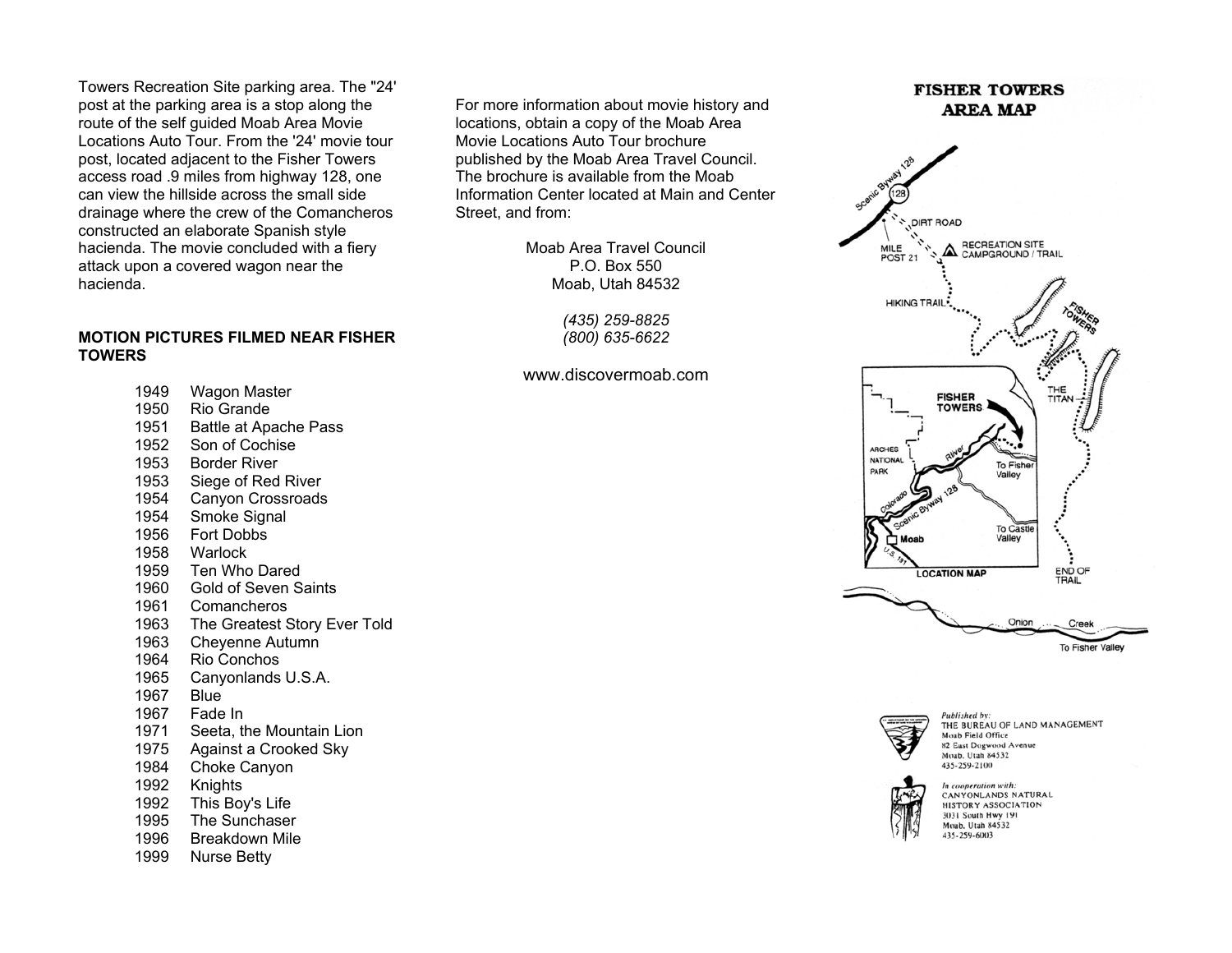Towers Recreation Site parking area. The "24' post at the parking area is a stop along the route of the self guided Moab Area Movie Locations Auto Tour. From the '24' movie tour post, located adjacent to the Fisher Towers access road .9 miles from highway 128, one can view the hillside across the small side drainage where the crew of the Comancheros constructed an elaborate Spanish style hacienda. The movie concluded with a fiery attack upon a covered wagon near the hacienda.

**MOTION PICTURES FILMED NEAR FISHER TOWERS**

| | |
|---|---|
| 1949 | Wagon Master |
| 1950 | Rio Grande |
| 1951 | Battle at Apache Pass |
| 1952 | Son of Cochise |
| 1953 | Border River |
| 1953 | Siege of Red River |
| 1954 | Canyon Crossroads |
| 1954 | Smoke Signal |
| 1956 | Fort Dobbs |
| 1958 | Warlock |
| 1959 | Ten Who Dared |
| 1960 | Gold of Seven Saints |
| 1961 | Comancheros |
| 1963 | The Greatest Story Ever Told |
| 1963 | Cheyenne Autumn |
| 1964 | Rio Conchos |
| 1965 | Canyonlands U.S.A. |
| 1967 | Blue |
| 1967 | Fade In |
| 1971 | Seeta, the Mountain Lion |
| 1975 | Against a Crooked Sky |
| 1984 | Choke Canyon |
| 1992 | Knights |
| 1992 | This Boy's Life |
| 1995 | The Sunchaser |
| 1996 | Breakdown Mile |
| 1999 | Nurse Betty |

For more information about movie history and locations, obtain a copy of the Moab Area Movie Locations Auto Tour brochure published by the Moab Area Travel Council. The brochure is available from the Moab Information Center located at Main and Center Street, and from:

Moab Area Travel Council
P.O. Box 550
Moab, Utah 84532

*(435) 259-8825*
*(800) 635-6622*

www.discovermoab.com

**FISHER TOWERS AREA MAP**

Scenic Byway 128
128
DIRT ROAD
MILE POST 21
RECREATION SITE CAMPGROUND / TRAIL
HIKING TRAIL
FISHER TOWERS
THE TITAN
FISHER TOWERS
ARCHES NATIONAL PARK
River
Colorado
Scenic Byway 128
To Fisher Valley
To Castle Valley
Moab
U.S. 191
LOCATION MAP
END OF TRAIL
Onion Creek
To Fisher Valley

*Published by:*
THE BUREAU OF LAND MANAGEMENT
Moab Field Office
82 East Dogwood Avenue
Moab, Utah 84532
435-259-2100

*In cooperation with:*
CANYONLANDS NATURAL HISTORY ASSOCIATION
3031 South Hwy 191
Moab, Utah 84532
435-259-6003